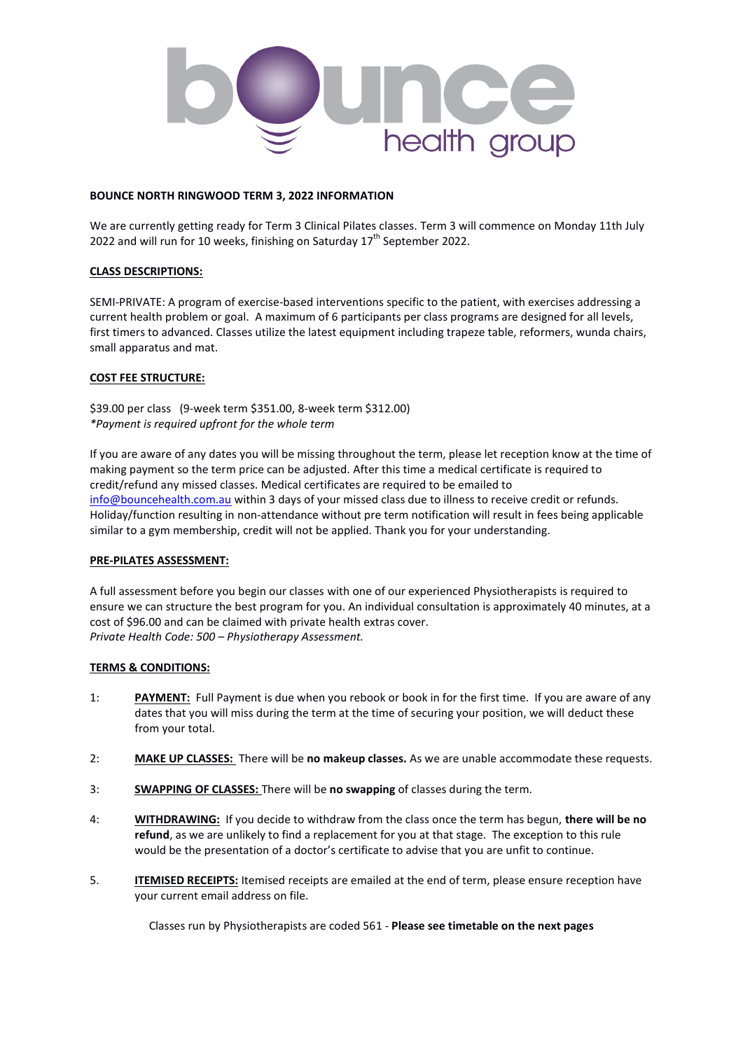**BOUNCE NORTH RINGWOOD TERM 3, 2022 INFORMATION**

We are currently getting ready for Term 3 Clinical Pilates classes. Term 3 will commence on Monday 11th July 2022 and will run for 10 weeks, finishing on Saturday 17th September 2022.

**CLASS DESCRIPTIONS:**

SEMI-PRIVATE: A program of exercise-based interventions specific to the patient, with exercises addressing a current health problem or goal. A maximum of 6 participants per class programs are designed for all levels, first timers to advanced. Classes utilize the latest equipment including trapeze table, reformers, wunda chairs, small apparatus and mat.

**COST FEE STRUCTURE:**

$39.00 per class (9-week term $351.00, 8-week term $312.00)
*\*Payment is required upfront for the whole term*

If you are aware of any dates you will be missing throughout the term, please let reception know at the time of making payment so the term price can be adjusted. After this time a medical certificate is required to credit/refund any missed classes. Medical certificates are required to be emailed to info@bouncehealth.com.au within 3 days of your missed class due to illness to receive credit or refunds. Holiday/function resulting in non-attendance without pre term notification will result in fees being applicable similar to a gym membership, credit will not be applied. Thank you for your understanding.

**PRE-PILATES ASSESSMENT:**

A full assessment before you begin our classes with one of our experienced Physiotherapists is required to ensure we can structure the best program for you. An individual consultation is approximately 40 minutes, at a cost of $96.00 and can be claimed with private health extras cover.
*Private Health Code: 500 – Physiotherapy Assessment.*

**TERMS & CONDITIONS:**

1: **PAYMENT:** Full Payment is due when you rebook or book in for the first time. If you are aware of any dates that you will miss during the term at the time of securing your position, we will deduct these from your total.

2: **MAKE UP CLASSES:** There will be **no makeup classes.** As we are unable accommodate these requests.

3: **SWAPPING OF CLASSES:** There will be **no swapping** of classes during the term.

4: **WITHDRAWING:** If you decide to withdraw from the class once the term has begun, **there will be no refund**, as we are unlikely to find a replacement for you at that stage. The exception to this rule would be the presentation of a doctor's certificate to advise that you are unfit to continue.

5. **ITEMISED RECEIPTS:** Itemised receipts are emailed at the end of term, please ensure reception have your current email address on file.

Classes run by Physiotherapists are coded 561 - **Please see timetable on the next pages**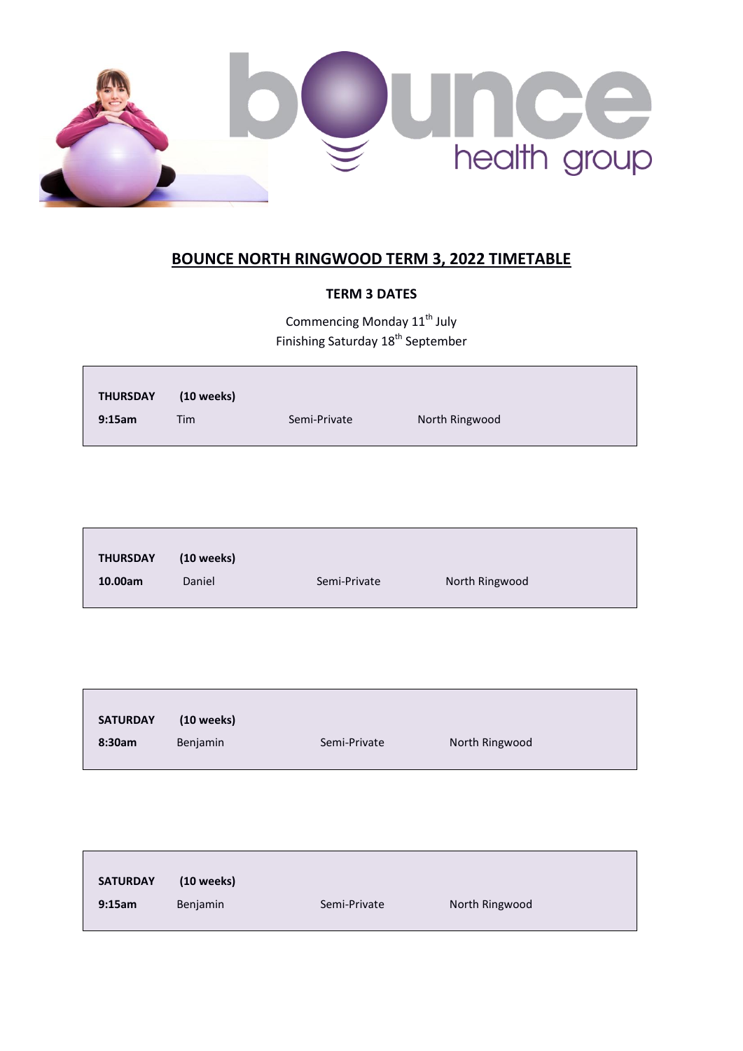## BOUNCE NORTH RINGWOOD TERM 3, 2022 TIMETABLE

**TERM 3 DATES**

Commencing Monday 11th July
Finishing Saturday 18th September

| **THURSDAY** | **(10 weeks)** | | |
|---|---|---|---|
| **9:15am** | Tim | Semi-Private | North Ringwood |

| **THURSDAY** | **(10 weeks)** | | |
|---|---|---|---|
| **10.00am** | Daniel | Semi-Private | North Ringwood |

| **SATURDAY** | **(10 weeks)** | | |
|---|---|---|---|
| **8:30am** | Benjamin | Semi-Private | North Ringwood |

| **SATURDAY** | **(10 weeks)** | | |
|---|---|---|---|
| **9:15am** | Benjamin | Semi-Private | North Ringwood |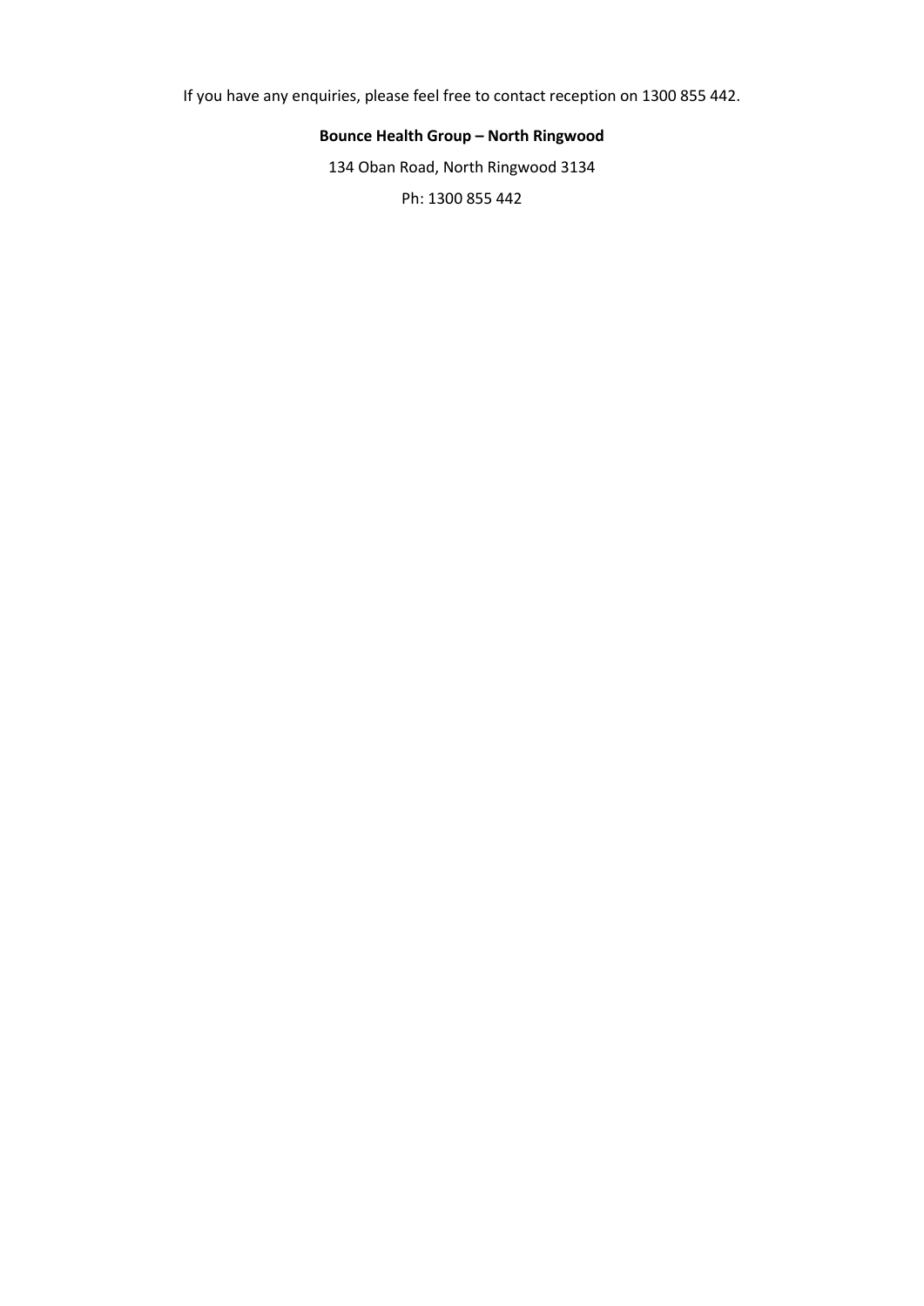If you have any enquiries, please feel free to contact reception on 1300 855 442.

**Bounce Health Group – North Ringwood**

134 Oban Road, North Ringwood 3134

Ph: 1300 855 442